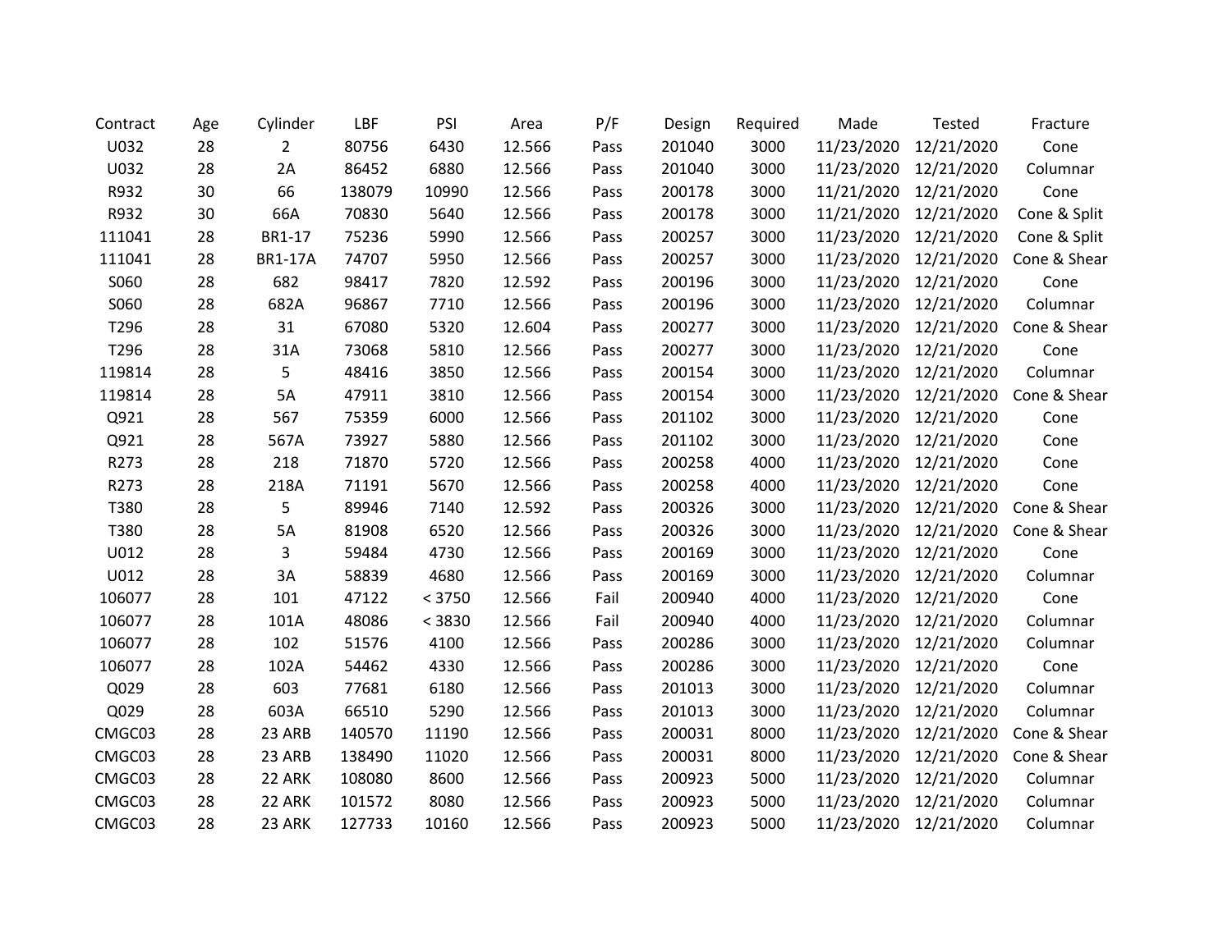| Contract | Age | Cylinder | LBF | PSI | Area | P/F | Design | Required | Made | Tested | Fracture |
|---|---|---|---|---|---|---|---|---|---|---|---|
| U032 | 28 | 2 | 80756 | 6430 | 12.566 | Pass | 201040 | 3000 | 11/23/2020 | 12/21/2020 | Cone |
| U032 | 28 | 2A | 86452 | 6880 | 12.566 | Pass | 201040 | 3000 | 11/23/2020 | 12/21/2020 | Columnar |
| R932 | 30 | 66 | 138079 | 10990 | 12.566 | Pass | 200178 | 3000 | 11/21/2020 | 12/21/2020 | Cone |
| R932 | 30 | 66A | 70830 | 5640 | 12.566 | Pass | 200178 | 3000 | 11/21/2020 | 12/21/2020 | Cone & Split |
| 111041 | 28 | BR1-17 | 75236 | 5990 | 12.566 | Pass | 200257 | 3000 | 11/23/2020 | 12/21/2020 | Cone & Split |
| 111041 | 28 | BR1-17A | 74707 | 5950 | 12.566 | Pass | 200257 | 3000 | 11/23/2020 | 12/21/2020 | Cone & Shear |
| S060 | 28 | 682 | 98417 | 7820 | 12.592 | Pass | 200196 | 3000 | 11/23/2020 | 12/21/2020 | Cone |
| S060 | 28 | 682A | 96867 | 7710 | 12.566 | Pass | 200196 | 3000 | 11/23/2020 | 12/21/2020 | Columnar |
| T296 | 28 | 31 | 67080 | 5320 | 12.604 | Pass | 200277 | 3000 | 11/23/2020 | 12/21/2020 | Cone & Shear |
| T296 | 28 | 31A | 73068 | 5810 | 12.566 | Pass | 200277 | 3000 | 11/23/2020 | 12/21/2020 | Cone |
| 119814 | 28 | 5 | 48416 | 3850 | 12.566 | Pass | 200154 | 3000 | 11/23/2020 | 12/21/2020 | Columnar |
| 119814 | 28 | 5A | 47911 | 3810 | 12.566 | Pass | 200154 | 3000 | 11/23/2020 | 12/21/2020 | Cone & Shear |
| Q921 | 28 | 567 | 75359 | 6000 | 12.566 | Pass | 201102 | 3000 | 11/23/2020 | 12/21/2020 | Cone |
| Q921 | 28 | 567A | 73927 | 5880 | 12.566 | Pass | 201102 | 3000 | 11/23/2020 | 12/21/2020 | Cone |
| R273 | 28 | 218 | 71870 | 5720 | 12.566 | Pass | 200258 | 4000 | 11/23/2020 | 12/21/2020 | Cone |
| R273 | 28 | 218A | 71191 | 5670 | 12.566 | Pass | 200258 | 4000 | 11/23/2020 | 12/21/2020 | Cone |
| T380 | 28 | 5 | 89946 | 7140 | 12.592 | Pass | 200326 | 3000 | 11/23/2020 | 12/21/2020 | Cone & Shear |
| T380 | 28 | 5A | 81908 | 6520 | 12.566 | Pass | 200326 | 3000 | 11/23/2020 | 12/21/2020 | Cone & Shear |
| U012 | 28 | 3 | 59484 | 4730 | 12.566 | Pass | 200169 | 3000 | 11/23/2020 | 12/21/2020 | Cone |
| U012 | 28 | 3A | 58839 | 4680 | 12.566 | Pass | 200169 | 3000 | 11/23/2020 | 12/21/2020 | Columnar |
| 106077 | 28 | 101 | 47122 | < 3750 | 12.566 | Fail | 200940 | 4000 | 11/23/2020 | 12/21/2020 | Cone |
| 106077 | 28 | 101A | 48086 | < 3830 | 12.566 | Fail | 200940 | 4000 | 11/23/2020 | 12/21/2020 | Columnar |
| 106077 | 28 | 102 | 51576 | 4100 | 12.566 | Pass | 200286 | 3000 | 11/23/2020 | 12/21/2020 | Columnar |
| 106077 | 28 | 102A | 54462 | 4330 | 12.566 | Pass | 200286 | 3000 | 11/23/2020 | 12/21/2020 | Cone |
| Q029 | 28 | 603 | 77681 | 6180 | 12.566 | Pass | 201013 | 3000 | 11/23/2020 | 12/21/2020 | Columnar |
| Q029 | 28 | 603A | 66510 | 5290 | 12.566 | Pass | 201013 | 3000 | 11/23/2020 | 12/21/2020 | Columnar |
| CMGC03 | 28 | 23 ARB | 140570 | 11190 | 12.566 | Pass | 200031 | 8000 | 11/23/2020 | 12/21/2020 | Cone & Shear |
| CMGC03 | 28 | 23 ARB | 138490 | 11020 | 12.566 | Pass | 200031 | 8000 | 11/23/2020 | 12/21/2020 | Cone & Shear |
| CMGC03 | 28 | 22 ARK | 108080 | 8600 | 12.566 | Pass | 200923 | 5000 | 11/23/2020 | 12/21/2020 | Columnar |
| CMGC03 | 28 | 22 ARK | 101572 | 8080 | 12.566 | Pass | 200923 | 5000 | 11/23/2020 | 12/21/2020 | Columnar |
| CMGC03 | 28 | 23 ARK | 127733 | 10160 | 12.566 | Pass | 200923 | 5000 | 11/23/2020 | 12/21/2020 | Columnar |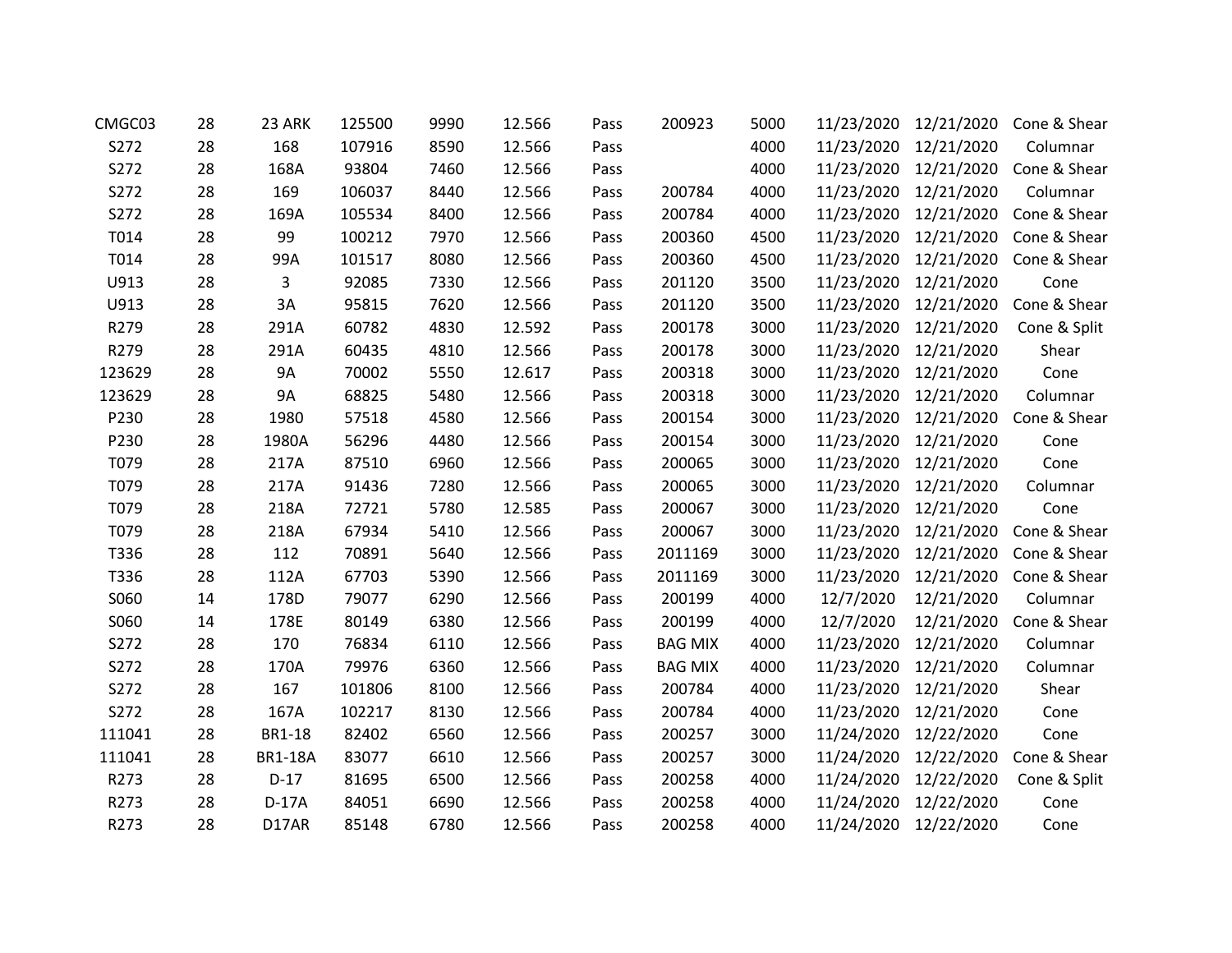| | | | | | | | | | | | |
|---|---|---|---|---|---|---|---|---|---|---|---|
| CMGC03 | 28 | 23 ARK | 125500 | 9990 | 12.566 | Pass | 200923 | 5000 | 11/23/2020 | 12/21/2020 | Cone & Shear |
| S272 | 28 | 168 | 107916 | 8590 | 12.566 | Pass | | 4000 | 11/23/2020 | 12/21/2020 | Columnar |
| S272 | 28 | 168A | 93804 | 7460 | 12.566 | Pass | | 4000 | 11/23/2020 | 12/21/2020 | Cone & Shear |
| S272 | 28 | 169 | 106037 | 8440 | 12.566 | Pass | 200784 | 4000 | 11/23/2020 | 12/21/2020 | Columnar |
| S272 | 28 | 169A | 105534 | 8400 | 12.566 | Pass | 200784 | 4000 | 11/23/2020 | 12/21/2020 | Cone & Shear |
| T014 | 28 | 99 | 100212 | 7970 | 12.566 | Pass | 200360 | 4500 | 11/23/2020 | 12/21/2020 | Cone & Shear |
| T014 | 28 | 99A | 101517 | 8080 | 12.566 | Pass | 200360 | 4500 | 11/23/2020 | 12/21/2020 | Cone & Shear |
| U913 | 28 | 3 | 92085 | 7330 | 12.566 | Pass | 201120 | 3500 | 11/23/2020 | 12/21/2020 | Cone |
| U913 | 28 | 3A | 95815 | 7620 | 12.566 | Pass | 201120 | 3500 | 11/23/2020 | 12/21/2020 | Cone & Shear |
| R279 | 28 | 291A | 60782 | 4830 | 12.592 | Pass | 200178 | 3000 | 11/23/2020 | 12/21/2020 | Cone & Split |
| R279 | 28 | 291A | 60435 | 4810 | 12.566 | Pass | 200178 | 3000 | 11/23/2020 | 12/21/2020 | Shear |
| 123629 | 28 | 9A | 70002 | 5550 | 12.617 | Pass | 200318 | 3000 | 11/23/2020 | 12/21/2020 | Cone |
| 123629 | 28 | 9A | 68825 | 5480 | 12.566 | Pass | 200318 | 3000 | 11/23/2020 | 12/21/2020 | Columnar |
| P230 | 28 | 1980 | 57518 | 4580 | 12.566 | Pass | 200154 | 3000 | 11/23/2020 | 12/21/2020 | Cone & Shear |
| P230 | 28 | 1980A | 56296 | 4480 | 12.566 | Pass | 200154 | 3000 | 11/23/2020 | 12/21/2020 | Cone |
| T079 | 28 | 217A | 87510 | 6960 | 12.566 | Pass | 200065 | 3000 | 11/23/2020 | 12/21/2020 | Cone |
| T079 | 28 | 217A | 91436 | 7280 | 12.566 | Pass | 200065 | 3000 | 11/23/2020 | 12/21/2020 | Columnar |
| T079 | 28 | 218A | 72721 | 5780 | 12.585 | Pass | 200067 | 3000 | 11/23/2020 | 12/21/2020 | Cone |
| T079 | 28 | 218A | 67934 | 5410 | 12.566 | Pass | 200067 | 3000 | 11/23/2020 | 12/21/2020 | Cone & Shear |
| T336 | 28 | 112 | 70891 | 5640 | 12.566 | Pass | 2011169 | 3000 | 11/23/2020 | 12/21/2020 | Cone & Shear |
| T336 | 28 | 112A | 67703 | 5390 | 12.566 | Pass | 2011169 | 3000 | 11/23/2020 | 12/21/2020 | Cone & Shear |
| S060 | 14 | 178D | 79077 | 6290 | 12.566 | Pass | 200199 | 4000 | 12/7/2020 | 12/21/2020 | Columnar |
| S060 | 14 | 178E | 80149 | 6380 | 12.566 | Pass | 200199 | 4000 | 12/7/2020 | 12/21/2020 | Cone & Shear |
| S272 | 28 | 170 | 76834 | 6110 | 12.566 | Pass | BAG MIX | 4000 | 11/23/2020 | 12/21/2020 | Columnar |
| S272 | 28 | 170A | 79976 | 6360 | 12.566 | Pass | BAG MIX | 4000 | 11/23/2020 | 12/21/2020 | Columnar |
| S272 | 28 | 167 | 101806 | 8100 | 12.566 | Pass | 200784 | 4000 | 11/23/2020 | 12/21/2020 | Shear |
| S272 | 28 | 167A | 102217 | 8130 | 12.566 | Pass | 200784 | 4000 | 11/23/2020 | 12/21/2020 | Cone |
| 111041 | 28 | BR1-18 | 82402 | 6560 | 12.566 | Pass | 200257 | 3000 | 11/24/2020 | 12/22/2020 | Cone |
| 111041 | 28 | BR1-18A | 83077 | 6610 | 12.566 | Pass | 200257 | 3000 | 11/24/2020 | 12/22/2020 | Cone & Shear |
| R273 | 28 | D-17 | 81695 | 6500 | 12.566 | Pass | 200258 | 4000 | 11/24/2020 | 12/22/2020 | Cone & Split |
| R273 | 28 | D-17A | 84051 | 6690 | 12.566 | Pass | 200258 | 4000 | 11/24/2020 | 12/22/2020 | Cone |
| R273 | 28 | D17AR | 85148 | 6780 | 12.566 | Pass | 200258 | 4000 | 11/24/2020 | 12/22/2020 | Cone |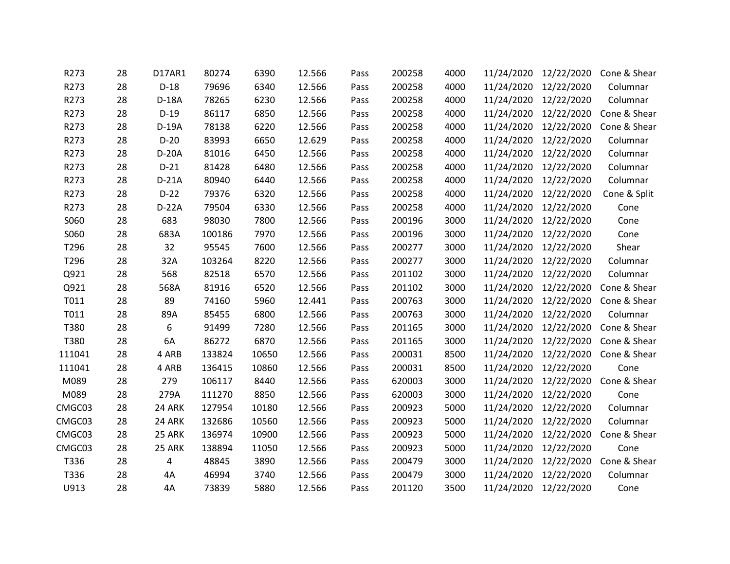| | | | | | | | | | | | |
|---|---|---|---|---|---|---|---|---|---|---|---|
| R273 | 28 | D17AR1 | 80274 | 6390 | 12.566 | Pass | 200258 | 4000 | 11/24/2020 | 12/22/2020 | Cone & Shear |
| R273 | 28 | D-18 | 79696 | 6340 | 12.566 | Pass | 200258 | 4000 | 11/24/2020 | 12/22/2020 | Columnar |
| R273 | 28 | D-18A | 78265 | 6230 | 12.566 | Pass | 200258 | 4000 | 11/24/2020 | 12/22/2020 | Columnar |
| R273 | 28 | D-19 | 86117 | 6850 | 12.566 | Pass | 200258 | 4000 | 11/24/2020 | 12/22/2020 | Cone & Shear |
| R273 | 28 | D-19A | 78138 | 6220 | 12.566 | Pass | 200258 | 4000 | 11/24/2020 | 12/22/2020 | Cone & Shear |
| R273 | 28 | D-20 | 83993 | 6650 | 12.629 | Pass | 200258 | 4000 | 11/24/2020 | 12/22/2020 | Columnar |
| R273 | 28 | D-20A | 81016 | 6450 | 12.566 | Pass | 200258 | 4000 | 11/24/2020 | 12/22/2020 | Columnar |
| R273 | 28 | D-21 | 81428 | 6480 | 12.566 | Pass | 200258 | 4000 | 11/24/2020 | 12/22/2020 | Columnar |
| R273 | 28 | D-21A | 80940 | 6440 | 12.566 | Pass | 200258 | 4000 | 11/24/2020 | 12/22/2020 | Columnar |
| R273 | 28 | D-22 | 79376 | 6320 | 12.566 | Pass | 200258 | 4000 | 11/24/2020 | 12/22/2020 | Cone & Split |
| R273 | 28 | D-22A | 79504 | 6330 | 12.566 | Pass | 200258 | 4000 | 11/24/2020 | 12/22/2020 | Cone |
| S060 | 28 | 683 | 98030 | 7800 | 12.566 | Pass | 200196 | 3000 | 11/24/2020 | 12/22/2020 | Cone |
| S060 | 28 | 683A | 100186 | 7970 | 12.566 | Pass | 200196 | 3000 | 11/24/2020 | 12/22/2020 | Cone |
| T296 | 28 | 32 | 95545 | 7600 | 12.566 | Pass | 200277 | 3000 | 11/24/2020 | 12/22/2020 | Shear |
| T296 | 28 | 32A | 103264 | 8220 | 12.566 | Pass | 200277 | 3000 | 11/24/2020 | 12/22/2020 | Columnar |
| Q921 | 28 | 568 | 82518 | 6570 | 12.566 | Pass | 201102 | 3000 | 11/24/2020 | 12/22/2020 | Columnar |
| Q921 | 28 | 568A | 81916 | 6520 | 12.566 | Pass | 201102 | 3000 | 11/24/2020 | 12/22/2020 | Cone & Shear |
| T011 | 28 | 89 | 74160 | 5960 | 12.441 | Pass | 200763 | 3000 | 11/24/2020 | 12/22/2020 | Cone & Shear |
| T011 | 28 | 89A | 85455 | 6800 | 12.566 | Pass | 200763 | 3000 | 11/24/2020 | 12/22/2020 | Columnar |
| T380 | 28 | 6 | 91499 | 7280 | 12.566 | Pass | 201165 | 3000 | 11/24/2020 | 12/22/2020 | Cone & Shear |
| T380 | 28 | 6A | 86272 | 6870 | 12.566 | Pass | 201165 | 3000 | 11/24/2020 | 12/22/2020 | Cone & Shear |
| 111041 | 28 | 4 ARB | 133824 | 10650 | 12.566 | Pass | 200031 | 8500 | 11/24/2020 | 12/22/2020 | Cone & Shear |
| 111041 | 28 | 4 ARB | 136415 | 10860 | 12.566 | Pass | 200031 | 8500 | 11/24/2020 | 12/22/2020 | Cone |
| M089 | 28 | 279 | 106117 | 8440 | 12.566 | Pass | 620003 | 3000 | 11/24/2020 | 12/22/2020 | Cone & Shear |
| M089 | 28 | 279A | 111270 | 8850 | 12.566 | Pass | 620003 | 3000 | 11/24/2020 | 12/22/2020 | Cone |
| CMGC03 | 28 | 24 ARK | 127954 | 10180 | 12.566 | Pass | 200923 | 5000 | 11/24/2020 | 12/22/2020 | Columnar |
| CMGC03 | 28 | 24 ARK | 132686 | 10560 | 12.566 | Pass | 200923 | 5000 | 11/24/2020 | 12/22/2020 | Columnar |
| CMGC03 | 28 | 25 ARK | 136974 | 10900 | 12.566 | Pass | 200923 | 5000 | 11/24/2020 | 12/22/2020 | Cone & Shear |
| CMGC03 | 28 | 25 ARK | 138894 | 11050 | 12.566 | Pass | 200923 | 5000 | 11/24/2020 | 12/22/2020 | Cone |
| T336 | 28 | 4 | 48845 | 3890 | 12.566 | Pass | 200479 | 3000 | 11/24/2020 | 12/22/2020 | Cone & Shear |
| T336 | 28 | 4A | 46994 | 3740 | 12.566 | Pass | 200479 | 3000 | 11/24/2020 | 12/22/2020 | Columnar |
| U913 | 28 | 4A | 73839 | 5880 | 12.566 | Pass | 201120 | 3500 | 11/24/2020 | 12/22/2020 | Cone |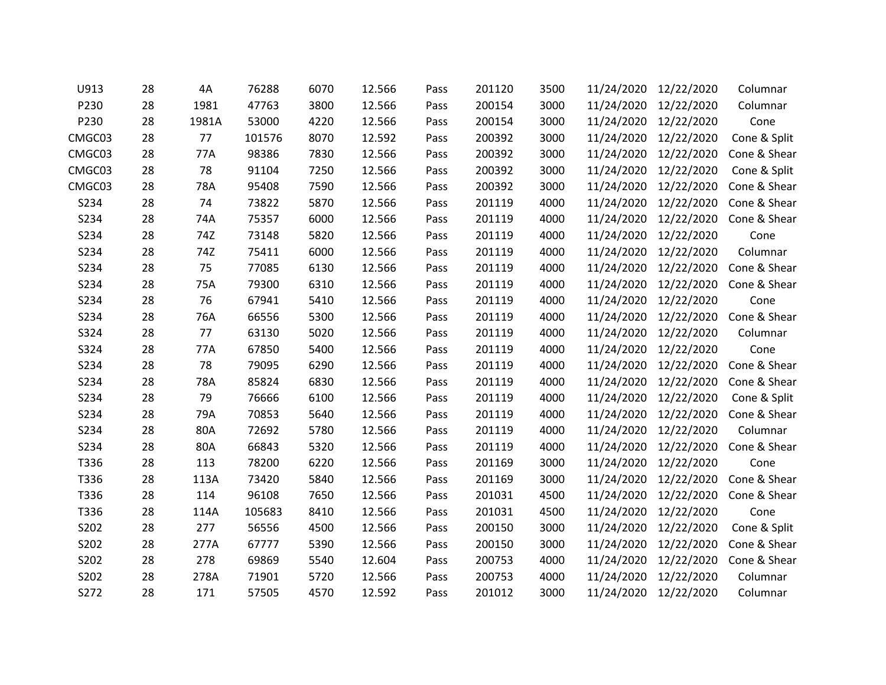| | | | | | | | | | | | |
|---|---|---|---|---|---|---|---|---|---|---|---|
| U913 | 28 | 4A | 76288 | 6070 | 12.566 | Pass | 201120 | 3500 | 11/24/2020 | 12/22/2020 | Columnar |
| P230 | 28 | 1981 | 47763 | 3800 | 12.566 | Pass | 200154 | 3000 | 11/24/2020 | 12/22/2020 | Columnar |
| P230 | 28 | 1981A | 53000 | 4220 | 12.566 | Pass | 200154 | 3000 | 11/24/2020 | 12/22/2020 | Cone |
| CMGC03 | 28 | 77 | 101576 | 8070 | 12.592 | Pass | 200392 | 3000 | 11/24/2020 | 12/22/2020 | Cone & Split |
| CMGC03 | 28 | 77A | 98386 | 7830 | 12.566 | Pass | 200392 | 3000 | 11/24/2020 | 12/22/2020 | Cone & Shear |
| CMGC03 | 28 | 78 | 91104 | 7250 | 12.566 | Pass | 200392 | 3000 | 11/24/2020 | 12/22/2020 | Cone & Split |
| CMGC03 | 28 | 78A | 95408 | 7590 | 12.566 | Pass | 200392 | 3000 | 11/24/2020 | 12/22/2020 | Cone & Shear |
| S234 | 28 | 74 | 73822 | 5870 | 12.566 | Pass | 201119 | 4000 | 11/24/2020 | 12/22/2020 | Cone & Shear |
| S234 | 28 | 74A | 75357 | 6000 | 12.566 | Pass | 201119 | 4000 | 11/24/2020 | 12/22/2020 | Cone & Shear |
| S234 | 28 | 74Z | 73148 | 5820 | 12.566 | Pass | 201119 | 4000 | 11/24/2020 | 12/22/2020 | Cone |
| S234 | 28 | 74Z | 75411 | 6000 | 12.566 | Pass | 201119 | 4000 | 11/24/2020 | 12/22/2020 | Columnar |
| S234 | 28 | 75 | 77085 | 6130 | 12.566 | Pass | 201119 | 4000 | 11/24/2020 | 12/22/2020 | Cone & Shear |
| S234 | 28 | 75A | 79300 | 6310 | 12.566 | Pass | 201119 | 4000 | 11/24/2020 | 12/22/2020 | Cone & Shear |
| S234 | 28 | 76 | 67941 | 5410 | 12.566 | Pass | 201119 | 4000 | 11/24/2020 | 12/22/2020 | Cone |
| S234 | 28 | 76A | 66556 | 5300 | 12.566 | Pass | 201119 | 4000 | 11/24/2020 | 12/22/2020 | Cone & Shear |
| S324 | 28 | 77 | 63130 | 5020 | 12.566 | Pass | 201119 | 4000 | 11/24/2020 | 12/22/2020 | Columnar |
| S324 | 28 | 77A | 67850 | 5400 | 12.566 | Pass | 201119 | 4000 | 11/24/2020 | 12/22/2020 | Cone |
| S234 | 28 | 78 | 79095 | 6290 | 12.566 | Pass | 201119 | 4000 | 11/24/2020 | 12/22/2020 | Cone & Shear |
| S234 | 28 | 78A | 85824 | 6830 | 12.566 | Pass | 201119 | 4000 | 11/24/2020 | 12/22/2020 | Cone & Shear |
| S234 | 28 | 79 | 76666 | 6100 | 12.566 | Pass | 201119 | 4000 | 11/24/2020 | 12/22/2020 | Cone & Split |
| S234 | 28 | 79A | 70853 | 5640 | 12.566 | Pass | 201119 | 4000 | 11/24/2020 | 12/22/2020 | Cone & Shear |
| S234 | 28 | 80A | 72692 | 5780 | 12.566 | Pass | 201119 | 4000 | 11/24/2020 | 12/22/2020 | Columnar |
| S234 | 28 | 80A | 66843 | 5320 | 12.566 | Pass | 201119 | 4000 | 11/24/2020 | 12/22/2020 | Cone & Shear |
| T336 | 28 | 113 | 78200 | 6220 | 12.566 | Pass | 201169 | 3000 | 11/24/2020 | 12/22/2020 | Cone |
| T336 | 28 | 113A | 73420 | 5840 | 12.566 | Pass | 201169 | 3000 | 11/24/2020 | 12/22/2020 | Cone & Shear |
| T336 | 28 | 114 | 96108 | 7650 | 12.566 | Pass | 201031 | 4500 | 11/24/2020 | 12/22/2020 | Cone & Shear |
| T336 | 28 | 114A | 105683 | 8410 | 12.566 | Pass | 201031 | 4500 | 11/24/2020 | 12/22/2020 | Cone |
| S202 | 28 | 277 | 56556 | 4500 | 12.566 | Pass | 200150 | 3000 | 11/24/2020 | 12/22/2020 | Cone & Split |
| S202 | 28 | 277A | 67777 | 5390 | 12.566 | Pass | 200150 | 3000 | 11/24/2020 | 12/22/2020 | Cone & Shear |
| S202 | 28 | 278 | 69869 | 5540 | 12.604 | Pass | 200753 | 4000 | 11/24/2020 | 12/22/2020 | Cone & Shear |
| S202 | 28 | 278A | 71901 | 5720 | 12.566 | Pass | 200753 | 4000 | 11/24/2020 | 12/22/2020 | Columnar |
| S272 | 28 | 171 | 57505 | 4570 | 12.592 | Pass | 201012 | 3000 | 11/24/2020 | 12/22/2020 | Columnar |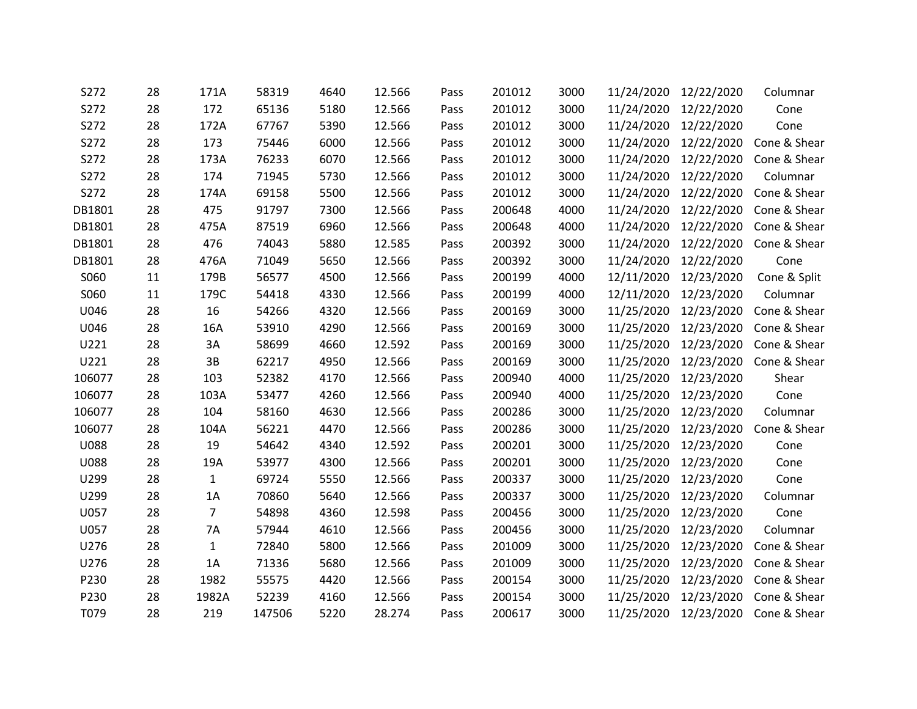| | | | | | | | | | | | |
|---|---|---|---|---|---|---|---|---|---|---|---|
| S272 | 28 | 171A | 58319 | 4640 | 12.566 | Pass | 201012 | 3000 | 11/24/2020 | 12/22/2020 | Columnar |
| S272 | 28 | 172 | 65136 | 5180 | 12.566 | Pass | 201012 | 3000 | 11/24/2020 | 12/22/2020 | Cone |
| S272 | 28 | 172A | 67767 | 5390 | 12.566 | Pass | 201012 | 3000 | 11/24/2020 | 12/22/2020 | Cone |
| S272 | 28 | 173 | 75446 | 6000 | 12.566 | Pass | 201012 | 3000 | 11/24/2020 | 12/22/2020 | Cone & Shear |
| S272 | 28 | 173A | 76233 | 6070 | 12.566 | Pass | 201012 | 3000 | 11/24/2020 | 12/22/2020 | Cone & Shear |
| S272 | 28 | 174 | 71945 | 5730 | 12.566 | Pass | 201012 | 3000 | 11/24/2020 | 12/22/2020 | Columnar |
| S272 | 28 | 174A | 69158 | 5500 | 12.566 | Pass | 201012 | 3000 | 11/24/2020 | 12/22/2020 | Cone & Shear |
| DB1801 | 28 | 475 | 91797 | 7300 | 12.566 | Pass | 200648 | 4000 | 11/24/2020 | 12/22/2020 | Cone & Shear |
| DB1801 | 28 | 475A | 87519 | 6960 | 12.566 | Pass | 200648 | 4000 | 11/24/2020 | 12/22/2020 | Cone & Shear |
| DB1801 | 28 | 476 | 74043 | 5880 | 12.585 | Pass | 200392 | 3000 | 11/24/2020 | 12/22/2020 | Cone & Shear |
| DB1801 | 28 | 476A | 71049 | 5650 | 12.566 | Pass | 200392 | 3000 | 11/24/2020 | 12/22/2020 | Cone |
| S060 | 11 | 179B | 56577 | 4500 | 12.566 | Pass | 200199 | 4000 | 12/11/2020 | 12/23/2020 | Cone & Split |
| S060 | 11 | 179C | 54418 | 4330 | 12.566 | Pass | 200199 | 4000 | 12/11/2020 | 12/23/2020 | Columnar |
| U046 | 28 | 16 | 54266 | 4320 | 12.566 | Pass | 200169 | 3000 | 11/25/2020 | 12/23/2020 | Cone & Shear |
| U046 | 28 | 16A | 53910 | 4290 | 12.566 | Pass | 200169 | 3000 | 11/25/2020 | 12/23/2020 | Cone & Shear |
| U221 | 28 | 3A | 58699 | 4660 | 12.592 | Pass | 200169 | 3000 | 11/25/2020 | 12/23/2020 | Cone & Shear |
| U221 | 28 | 3B | 62217 | 4950 | 12.566 | Pass | 200169 | 3000 | 11/25/2020 | 12/23/2020 | Cone & Shear |
| 106077 | 28 | 103 | 52382 | 4170 | 12.566 | Pass | 200940 | 4000 | 11/25/2020 | 12/23/2020 | Shear |
| 106077 | 28 | 103A | 53477 | 4260 | 12.566 | Pass | 200940 | 4000 | 11/25/2020 | 12/23/2020 | Cone |
| 106077 | 28 | 104 | 58160 | 4630 | 12.566 | Pass | 200286 | 3000 | 11/25/2020 | 12/23/2020 | Columnar |
| 106077 | 28 | 104A | 56221 | 4470 | 12.566 | Pass | 200286 | 3000 | 11/25/2020 | 12/23/2020 | Cone & Shear |
| U088 | 28 | 19 | 54642 | 4340 | 12.592 | Pass | 200201 | 3000 | 11/25/2020 | 12/23/2020 | Cone |
| U088 | 28 | 19A | 53977 | 4300 | 12.566 | Pass | 200201 | 3000 | 11/25/2020 | 12/23/2020 | Cone |
| U299 | 28 | 1 | 69724 | 5550 | 12.566 | Pass | 200337 | 3000 | 11/25/2020 | 12/23/2020 | Cone |
| U299 | 28 | 1A | 70860 | 5640 | 12.566 | Pass | 200337 | 3000 | 11/25/2020 | 12/23/2020 | Columnar |
| U057 | 28 | 7 | 54898 | 4360 | 12.598 | Pass | 200456 | 3000 | 11/25/2020 | 12/23/2020 | Cone |
| U057 | 28 | 7A | 57944 | 4610 | 12.566 | Pass | 200456 | 3000 | 11/25/2020 | 12/23/2020 | Columnar |
| U276 | 28 | 1 | 72840 | 5800 | 12.566 | Pass | 201009 | 3000 | 11/25/2020 | 12/23/2020 | Cone & Shear |
| U276 | 28 | 1A | 71336 | 5680 | 12.566 | Pass | 201009 | 3000 | 11/25/2020 | 12/23/2020 | Cone & Shear |
| P230 | 28 | 1982 | 55575 | 4420 | 12.566 | Pass | 200154 | 3000 | 11/25/2020 | 12/23/2020 | Cone & Shear |
| P230 | 28 | 1982A | 52239 | 4160 | 12.566 | Pass | 200154 | 3000 | 11/25/2020 | 12/23/2020 | Cone & Shear |
| T079 | 28 | 219 | 147506 | 5220 | 28.274 | Pass | 200617 | 3000 | 11/25/2020 | 12/23/2020 | Cone & Shear |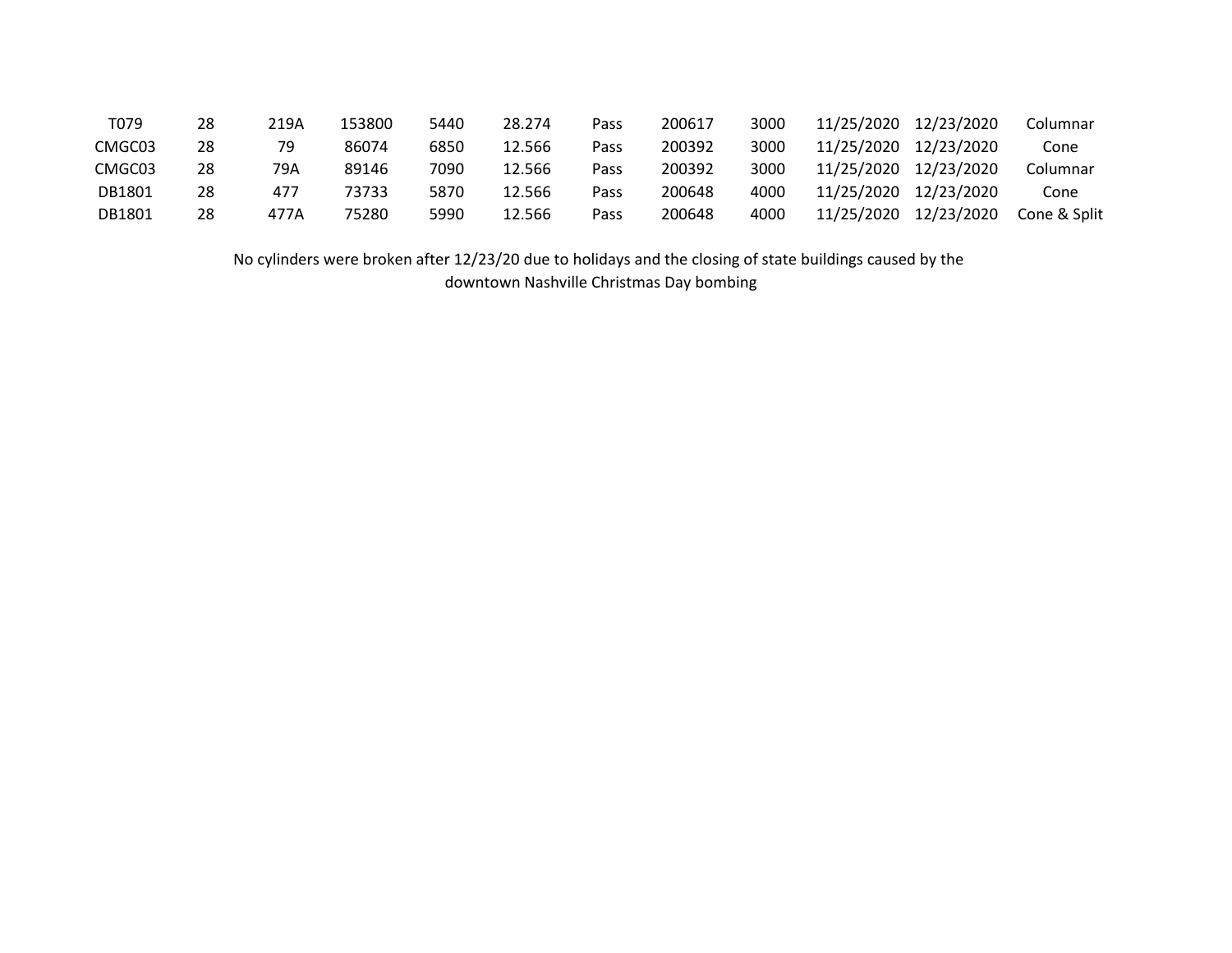| | | | | | | | | | | | |
|---|---|---|---|---|---|---|---|---|---|---|---|
| T079 | 28 | 219A | 153800 | 5440 | 28.274 | Pass | 200617 | 3000 | 11/25/2020 | 12/23/2020 | Columnar |
| CMGC03 | 28 | 79 | 86074 | 6850 | 12.566 | Pass | 200392 | 3000 | 11/25/2020 | 12/23/2020 | Cone |
| CMGC03 | 28 | 79A | 89146 | 7090 | 12.566 | Pass | 200392 | 3000 | 11/25/2020 | 12/23/2020 | Columnar |
| DB1801 | 28 | 477 | 73733 | 5870 | 12.566 | Pass | 200648 | 4000 | 11/25/2020 | 12/23/2020 | Cone |
| DB1801 | 28 | 477A | 75280 | 5990 | 12.566 | Pass | 200648 | 4000 | 11/25/2020 | 12/23/2020 | Cone & Split |

No cylinders were broken after 12/23/20 due to holidays and the closing of state buildings caused by the downtown Nashville Christmas Day bombing